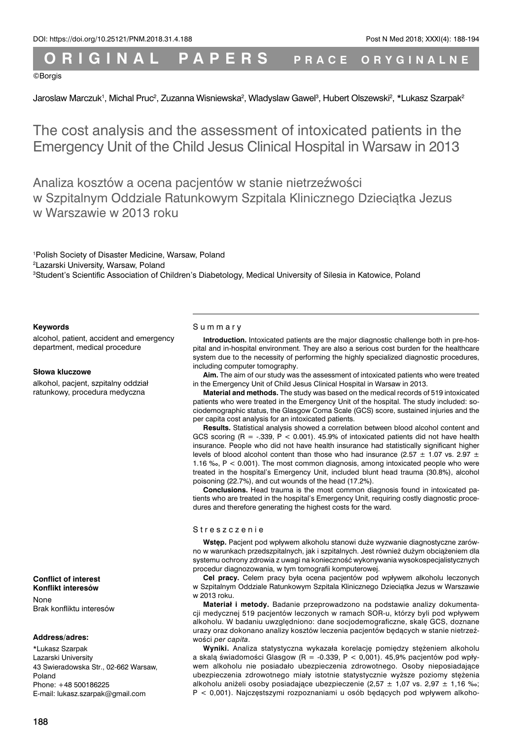DOI: https://doi.org/10.25121/PNM.2018.31.4.188

ORIGINAL PAPERS PRACE ORYGINALNE

©Borgis

Jaroslaw Marczuk[1], Michal Pruc[2], Zuzanna Wisniewska[2], Wladyslaw Gawel[3], Hubert Olszewski[2], *Lukasz Szarpak[2]

# The cost analysis and the assessment of intoxicated patients in the Emergency Unit of the Child Jesus Clinical Hospital in Warsaw in 2013

# Analiza kosztów a ocena pacjentów w stanie nietrzeźwości w Szpitalnym Oddziale Ratunkowym Szpitala Klinicznego Dzieciątka Jezus w Warszawie w 2013 roku

[1]Polish Society of Disaster Medicine, Warsaw, Poland
[2]Lazarski University, Warsaw, Poland
[3]Student's Scientific Association of Children's Diabetology, Medical University of Silesia in Katowice, Poland

**Keywords**

alcohol, patient, accident and emergency department, medical procedure

**Słowa kluczowe**

alkohol, pacjent, szpitalny oddział ratunkowy, procedura medyczna

**Conflict of interest**
**Konflikt interesów**

None
Brak konfliktu interesów

**Address/adres:**

*Lukasz Szarpak
Lazarski University
43 Swieradowska Str., 02-662 Warsaw, Poland
Phone: +48 500186225
E-mail: lukasz.szarpak@gmail.com

## Summary

**Introduction.** Intoxicated patients are the major diagnostic challenge both in pre-hospital and in-hospital environment. They are also a serious cost burden for the healthcare system due to the necessity of performing the highly specialized diagnostic procedures, including computer tomography.

**Aim.** The aim of our study was the assessment of intoxicated patients who were treated in the Emergency Unit of Child Jesus Clinical Hospital in Warsaw in 2013.

**Material and methods.** The study was based on the medical records of 519 intoxicated patients who were treated in the Emergency Unit of the hospital. The study included: sociodemographic status, the Glasgow Coma Scale (GCS) score, sustained injuries and the per capita cost analysis for an intoxicated patients.

**Results.** Statistical analysis showed a correlation between blood alcohol content and GCS scoring ($R = -.339$, $P < 0.001$). 45.9% of intoxicated patients did not have health insurance. People who did not have health insurance had statistically significant higher levels of blood alcohol content than those who had insurance ($2.57 \pm 1.07$ vs. $2.97 \pm 1.16$ ‰, $P < 0.001$). The most common diagnosis, among intoxicated people who were treated in the hospital's Emergency Unit, included blunt head trauma (30.8%), alcohol poisoning (22.7%), and cut wounds of the head (17.2%).

**Conclusions.** Head trauma is the most common diagnosis found in intoxicated patients who are treated in the hospital's Emergency Unit, requiring costly diagnostic procedures and therefore generating the highest costs for the ward.

## Streszczenie

**Wstęp.** Pacjent pod wpływem alkoholu stanowi duże wyzwanie diagnostyczne zarówno w warunkach przedszpitalnych, jak i szpitalnych. Jest również dużym obciążeniem dla systemu ochrony zdrowia z uwagi na konieczność wykonywania wysokospecjalistycznych procedur diagnozowania, w tym tomografii komputerowej.

**Cel pracy.** Celem pracy była ocena pacjentów pod wpływem alkoholu leczonych w Szpitalnym Oddziale Ratunkowym Szpitala Klinicznego Dzieciątka Jezus w Warszawie w 2013 roku.

**Materiał i metody.** Badanie przeprowadzono na podstawie analizy dokumentacji medycznej 519 pacjentów leczonych w ramach SOR-u, którzy byli pod wpływem alkoholu. W badaniu uwzględniono: dane socjodemograficzne, skalę GCS, doznane urazy oraz dokonano analizy kosztów leczenia pacjentów będących w stanie nietrzeźwości *per capita*.

**Wyniki.** Analiza statystyczna wykazała korelację pomiędzy stężeniem alkoholu a skalą świadomości Glasgow ($R = -0{,}339$, $P < 0{,}001$). 45,9% pacjentów pod wpływem alkoholu nie posiadało ubezpieczenia zdrowotnego. Osoby nieposiadające ubezpieczenia zdrowotnego miały istotnie statystycznie wyższe poziomy stężenia alkoholu aniżeli osoby posiadające ubezpieczenie ($2{,}57 \pm 1{,}07$ vs. $2{,}97 \pm 1{,}16$ ‰; $P < 0{,}001$). Najczęstszymi rozpoznaniami u osób będących pod wpływem alkoho-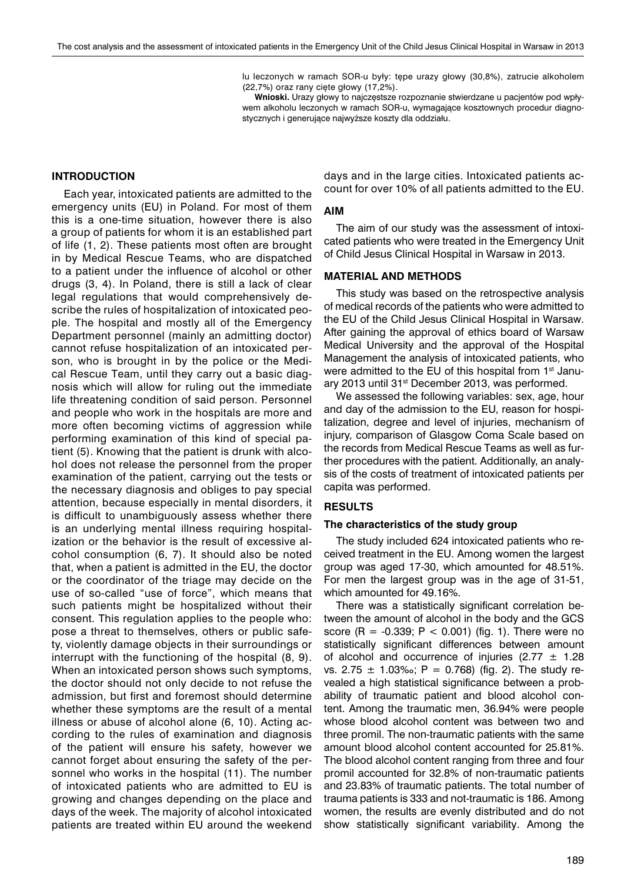lu leczonych w ramach SOR-u były: tępe urazy głowy (30,8%), zatrucie alkoholem (22,7%) oraz rany cięte głowy (17,2%).

**Wnioski.** Urazy głowy to najczęstsze rozpoznanie stwierdzane u pacjentów pod wpływem alkoholu leczonych w ramach SOR-u, wymagające kosztownych procedur diagnostycznych i generujące najwyższe koszty dla oddziału.

## INTRODUCTION

Each year, intoxicated patients are admitted to the emergency units (EU) in Poland. For most of them this is a one-time situation, however there is also a group of patients for whom it is an established part of life (1, 2). These patients most often are brought in by Medical Rescue Teams, who are dispatched to a patient under the influence of alcohol or other drugs (3, 4). In Poland, there is still a lack of clear legal regulations that would comprehensively describe the rules of hospitalization of intoxicated people. The hospital and mostly all of the Emergency Department personnel (mainly an admitting doctor) cannot refuse hospitalization of an intoxicated person, who is brought in by the police or the Medical Rescue Team, until they carry out a basic diagnosis which will allow for ruling out the immediate life threatening condition of said person. Personnel and people who work in the hospitals are more and more often becoming victims of aggression while performing examination of this kind of special patient (5). Knowing that the patient is drunk with alcohol does not release the personnel from the proper examination of the patient, carrying out the tests or the necessary diagnosis and obliges to pay special attention, because especially in mental disorders, it is difficult to unambiguously assess whether there is an underlying mental illness requiring hospitalization or the behavior is the result of excessive alcohol consumption (6, 7). It should also be noted that, when a patient is admitted in the EU, the doctor or the coordinator of the triage may decide on the use of so-called "use of force", which means that such patients might be hospitalized without their consent. This regulation applies to the people who: pose a threat to themselves, others or public safety, violently damage objects in their surroundings or interrupt with the functioning of the hospital (8, 9). When an intoxicated person shows such symptoms, the doctor should not only decide to not refuse the admission, but first and foremost should determine whether these symptoms are the result of a mental illness or abuse of alcohol alone (6, 10). Acting according to the rules of examination and diagnosis of the patient will ensure his safety, however we cannot forget about ensuring the safety of the personnel who works in the hospital (11). The number of intoxicated patients who are admitted to EU is growing and changes depending on the place and days of the week. The majority of alcohol intoxicated patients are treated within EU around the weekend days and in the large cities. Intoxicated patients account for over 10% of all patients admitted to the EU.

## AIM

The aim of our study was the assessment of intoxicated patients who were treated in the Emergency Unit of Child Jesus Clinical Hospital in Warsaw in 2013.

## MATERIAL AND METHODS

This study was based on the retrospective analysis of medical records of the patients who were admitted to the EU of the Child Jesus Clinical Hospital in Warsaw. After gaining the approval of ethics board of Warsaw Medical University and the approval of the Hospital Management the analysis of intoxicated patients, who were admitted to the EU of this hospital from 1st January 2013 until 31st December 2013, was performed.

We assessed the following variables: sex, age, hour and day of the admission to the EU, reason for hospitalization, degree and level of injuries, mechanism of injury, comparison of Glasgow Coma Scale based on the records from Medical Rescue Teams as well as further procedures with the patient. Additionally, an analysis of the costs of treatment of intoxicated patients per capita was performed.

## RESULTS

### The characteristics of the study group

The study included 624 intoxicated patients who received treatment in the EU. Among women the largest group was aged 17-30, which amounted for 48.51%. For men the largest group was in the age of 31-51, which amounted for 49.16%.

There was a statistically significant correlation between the amount of alcohol in the body and the GCS score ($R = -0.339$; $P < 0.001$) (fig. 1). There were no statistically significant differences between amount of alcohol and occurrence of injuries ($2.77 \pm 1.28$ vs. $2.75 \pm 1.03$‰; $P = 0.768$) (fig. 2). The study revealed a high statistical significance between a probability of traumatic patient and blood alcohol content. Among the traumatic men, 36.94% were people whose blood alcohol content was between two and three promil. The non-traumatic patients with the same amount blood alcohol content accounted for 25.81%. The blood alcohol content ranging from three and four promil accounted for 32.8% of non-traumatic patients and 23.83% of traumatic patients. The total number of trauma patients is 333 and not-traumatic is 186. Among women, the results are evenly distributed and do not show statistically significant variability. Among the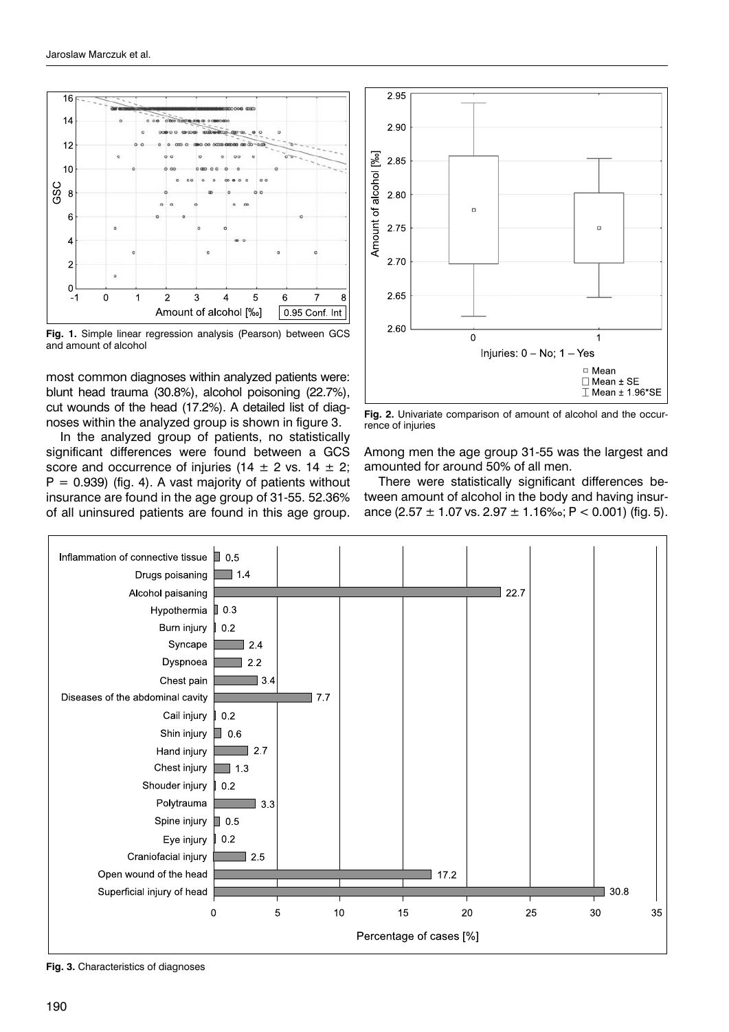Fig. 1. Simple linear regression analysis (Pearson) between GCS and amount of alcohol

Fig. 2. Univariate comparison of amount of alcohol and the occurrence of injuries

most common diagnoses within analyzed patients were: blunt head trauma (30.8%), alcohol poisoning (22.7%), cut wounds of the head (17.2%). A detailed list of diagnoses within the analyzed group is shown in figure 3.

In the analyzed group of patients, no statistically significant differences were found between a GCS score and occurrence of injuries (14 ± 2 vs. 14 ± 2; $P = 0.939$) (fig. 4). A vast majority of patients without insurance are found in the age group of 31-55. 52.36% of all uninsured patients are found in this age group. Among men the age group 31-55 was the largest and amounted for around 50% of all men.

There were statistically significant differences between amount of alcohol in the body and having insurance (2.57 ± 1.07 vs. 2.97 ± 1.16‰; $P < 0.001$) (fig. 5).

Fig. 3. Characteristics of diagnoses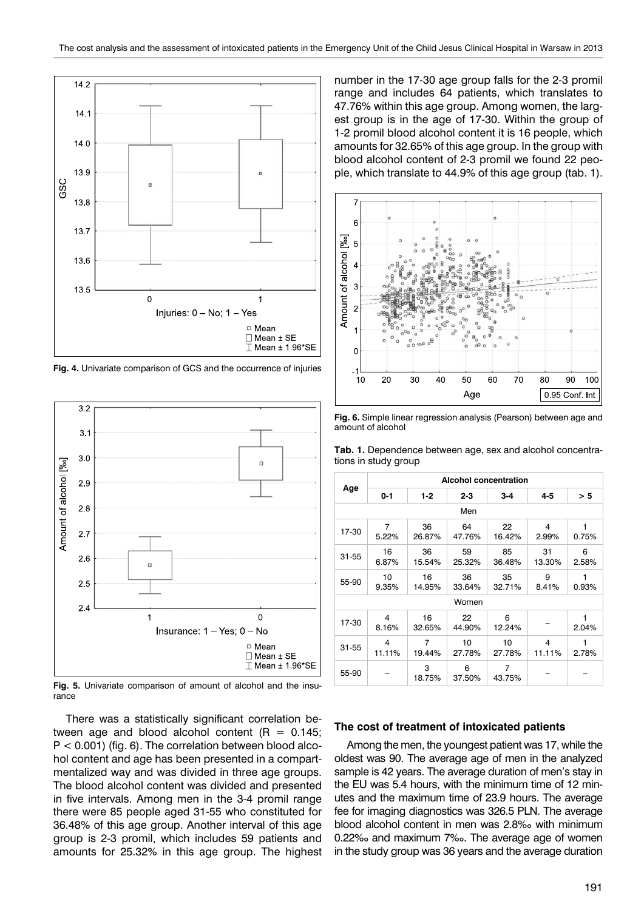Fig. 4. Univariate comparison of GCS and the occurrence of injuries

Fig. 5. Univariate comparison of amount of alcohol and the insurance

There was a statistically significant correlation between age and blood alcohol content ($R = 0.145$; $P < 0.001$) (fig. 6). The correlation between blood alcohol content and age has been presented in a compartmentalized way and was divided in three age groups. The blood alcohol content was divided and presented in five intervals. Among men in the 3-4 promil range there were 85 people aged 31-55 who constituted for 36.48% of this age group. Another interval of this age group is 2-3 promil, which includes 59 patients and amounts for 25.32% in this age group. The highest number in the 17-30 age group falls for the 2-3 promil range and includes 64 patients, which translates to 47.76% within this age group. Among women, the largest group is in the age of 17-30. Within the group of 1-2 promil blood alcohol content it is 16 people, which amounts for 32.65% of this age group. In the group with blood alcohol content of 2-3 promil we found 22 people, which translate to 44.9% of this age group (tab. 1).

Fig. 6. Simple linear regression analysis (Pearson) between age and amount of alcohol

Tab. 1. Dependence between age, sex and alcohol concentrations in study group

| Age | Alcohol concentration | | | | | |
|---|---|---|---|---|---|---|
| | 0-1 | 1-2 | 2-3 | 3-4 | 4-5 | > 5 |
| Men | | | | | | |
| 17-30 | 7<br>5.22% | 36<br>26.87% | 64<br>47.76% | 22<br>16.42% | 4<br>2.99% | 1<br>0.75% |
| 31-55 | 16<br>6.87% | 36<br>15.54% | 59<br>25.32% | 85<br>36.48% | 31<br>13.30% | 6<br>2.58% |
| 55-90 | 10<br>9.35% | 16<br>14.95% | 36<br>33.64% | 35<br>32.71% | 9<br>8.41% | 1<br>0.93% |
| Women | | | | | | |
| 17-30 | 4<br>8.16% | 16<br>32.65% | 22<br>44.90% | 6<br>12.24% | – | 1<br>2.04% |
| 31-55 | 4<br>11.11% | 7<br>19.44% | 10<br>27.78% | 10<br>27.78% | 4<br>11.11% | 1<br>2.78% |
| 55-90 | – | 3<br>18.75% | 6<br>37.50% | 7<br>43.75% | – | – |

### The cost of treatment of intoxicated patients

Among the men, the youngest patient was 17, while the oldest was 90. The average age of men in the analyzed sample is 42 years. The average duration of men's stay in the EU was 5.4 hours, with the minimum time of 12 minutes and the maximum time of 23.9 hours. The average fee for imaging diagnostics was 326.5 PLN. The average blood alcohol content in men was 2.8‰ with minimum 0.22‰ and maximum 7‰. The average age of women in the study group was 36 years and the average duration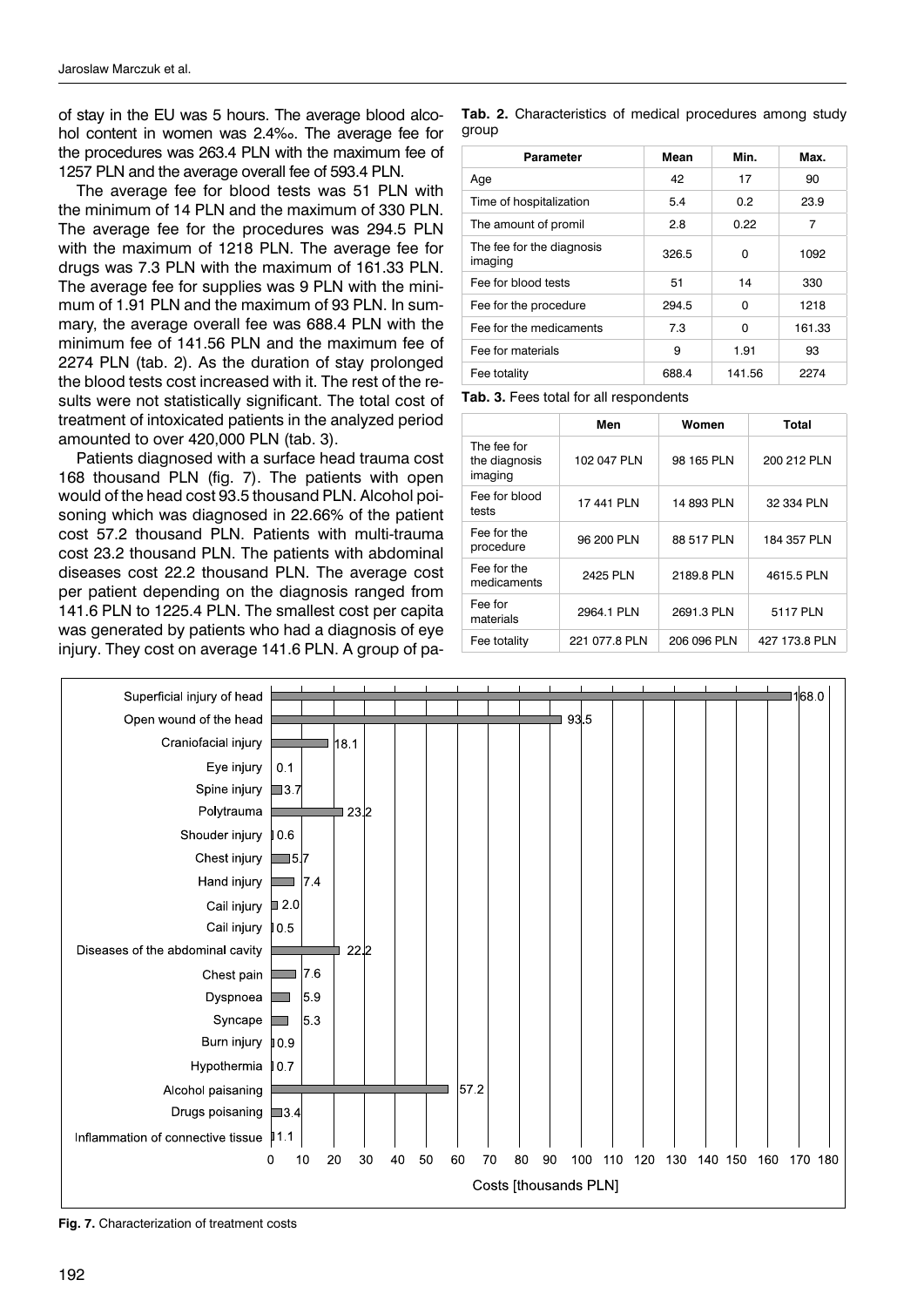of stay in the EU was 5 hours. The average blood alcohol content in women was 2.4‰. The average fee for the procedures was 263.4 PLN with the maximum fee of 1257 PLN and the average overall fee of 593.4 PLN.

The average fee for blood tests was 51 PLN with the minimum of 14 PLN and the maximum of 330 PLN. The average fee for the procedures was 294.5 PLN with the maximum of 1218 PLN. The average fee for drugs was 7.3 PLN with the maximum of 161.33 PLN. The average fee for supplies was 9 PLN with the minimum of 1.91 PLN and the maximum of 93 PLN. In summary, the average overall fee was 688.4 PLN with the minimum fee of 141.56 PLN and the maximum fee of 2274 PLN (tab. 2). As the duration of stay prolonged the blood tests cost increased with it. The rest of the results were not statistically significant. The total cost of treatment of intoxicated patients in the analyzed period amounted to over 420,000 PLN (tab. 3).

Patients diagnosed with a surface head trauma cost 168 thousand PLN (fig. 7). The patients with open would of the head cost 93.5 thousand PLN. Alcohol poisoning which was diagnosed in 22.66% of the patient cost 57.2 thousand PLN. Patients with multi-trauma cost 23.2 thousand PLN. The patients with abdominal diseases cost 22.2 thousand PLN. The average cost per patient depending on the diagnosis ranged from 141.6 PLN to 1225.4 PLN. The smallest cost per capita was generated by patients who had a diagnosis of eye injury. They cost on average 141.6 PLN. A group of pa-

**Tab. 2.** Characteristics of medical procedures among study group

| Parameter | Mean | Min. | Max. |
|---|---|---|---|
| Age | 42 | 17 | 90 |
| Time of hospitalization | 5.4 | 0.2 | 23.9 |
| The amount of promil | 2.8 | 0.22 | 7 |
| The fee for the diagnosis imaging | 326.5 | 0 | 1092 |
| Fee for blood tests | 51 | 14 | 330 |
| Fee for the procedure | 294.5 | 0 | 1218 |
| Fee for the medicaments | 7.3 | 0 | 161.33 |
| Fee for materials | 9 | 1.91 | 93 |
| Fee totality | 688.4 | 141.56 | 2274 |

**Tab. 3.** Fees total for all respondents

| | Men | Women | Total |
|---|---|---|---|
| The fee for the diagnosis imaging | 102 047 PLN | 98 165 PLN | 200 212 PLN |
| Fee for blood tests | 17 441 PLN | 14 893 PLN | 32 334 PLN |
| Fee for the procedure | 96 200 PLN | 88 517 PLN | 184 357 PLN |
| Fee for the medicaments | 2425 PLN | 2189.8 PLN | 4615.5 PLN |
| Fee for materials | 2964.1 PLN | 2691.3 PLN | 5117 PLN |
| Fee totality | 221 077.8 PLN | 206 096 PLN | 427 173.8 PLN |

| Diagnosis | Costs [thousands PLN] |
|---|---|
| Superficial injury of head | 168.0 |
| Open wound of the head | 93.5 |
| Craniofacial injury | 18.1 |
| Eye injury | 0.1 |
| Spine injury | 3.7 |
| Polytrauma | 23.2 |
| Shouder injury | 0.6 |
| Chest injury | 5.7 |
| Hand injury | 7.4 |
| Cail injury | 2.0 |
| Cail injury | 0.5 |
| Diseases of the abdominal cavity | 22.2 |
| Chest pain | 7.6 |
| Dyspnoea | 5.9 |
| Syncape | 5.3 |
| Burn injury | 0.9 |
| Hypothermia | 0.7 |
| Alcohol paisaning | 57.2 |
| Drugs poisaning | 3.4 |
| Inflammation of connective tissue | 1.1 |

**Fig. 7.** Characterization of treatment costs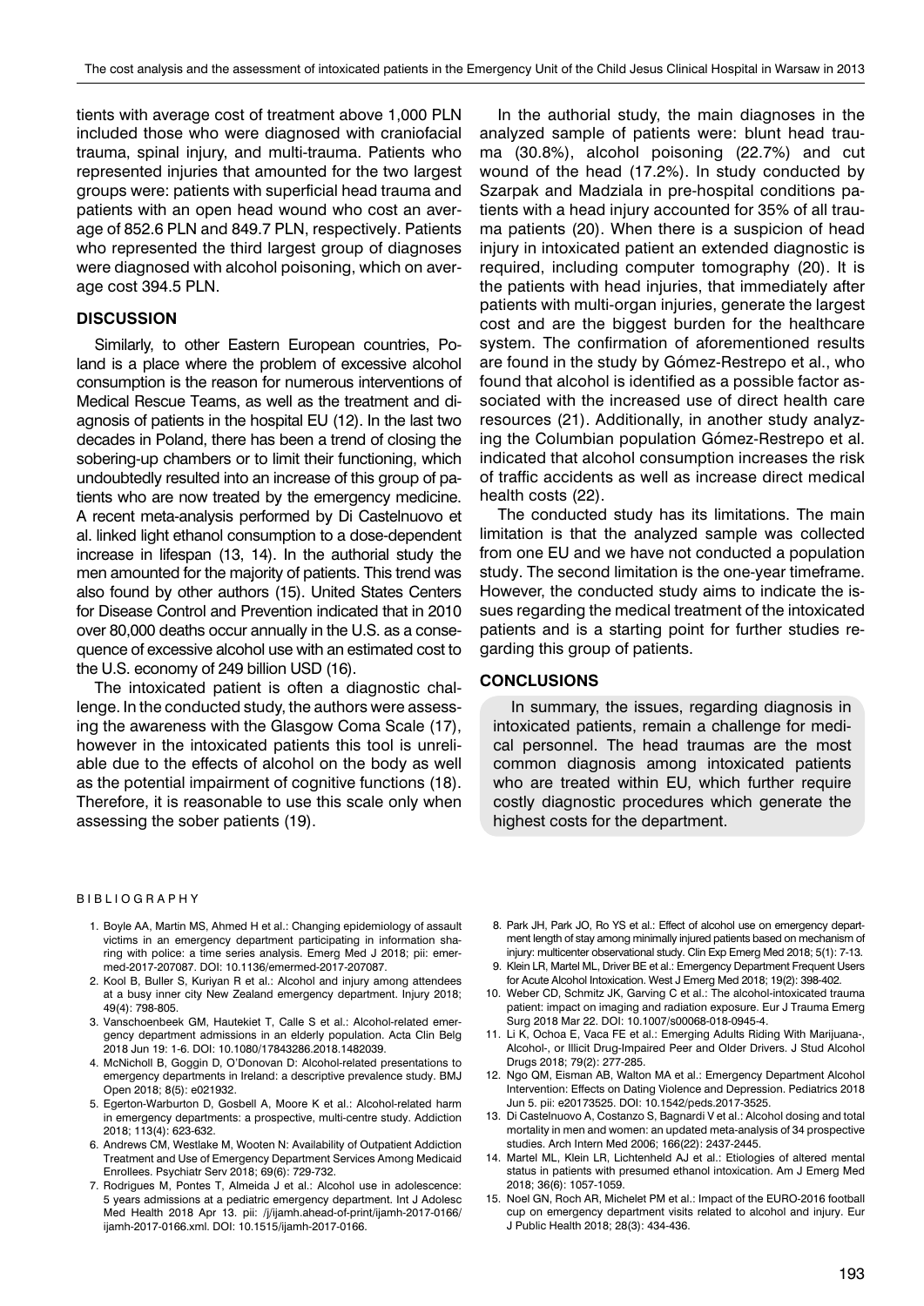tients with average cost of treatment above 1,000 PLN included those who were diagnosed with craniofacial trauma, spinal injury, and multi-trauma. Patients who represented injuries that amounted for the two largest groups were: patients with superficial head trauma and patients with an open head wound who cost an average of 852.6 PLN and 849.7 PLN, respectively. Patients who represented the third largest group of diagnoses were diagnosed with alcohol poisoning, which on average cost 394.5 PLN.

## DISCUSSION

Similarly, to other Eastern European countries, Poland is a place where the problem of excessive alcohol consumption is the reason for numerous interventions of Medical Rescue Teams, as well as the treatment and diagnosis of patients in the hospital EU (12). In the last two decades in Poland, there has been a trend of closing the sobering-up chambers or to limit their functioning, which undoubtedly resulted into an increase of this group of patients who are now treated by the emergency medicine. A recent meta-analysis performed by Di Castelnuovo et al. linked light ethanol consumption to a dose-dependent increase in lifespan (13, 14). In the authorial study the men amounted for the majority of patients. This trend was also found by other authors (15). United States Centers for Disease Control and Prevention indicated that in 2010 over 80,000 deaths occur annually in the U.S. as a consequence of excessive alcohol use with an estimated cost to the U.S. economy of 249 billion USD (16).

The intoxicated patient is often a diagnostic challenge. In the conducted study, the authors were assessing the awareness with the Glasgow Coma Scale (17), however in the intoxicated patients this tool is unreliable due to the effects of alcohol on the body as well as the potential impairment of cognitive functions (18). Therefore, it is reasonable to use this scale only when assessing the sober patients (19).

In the authorial study, the main diagnoses in the analyzed sample of patients were: blunt head trauma (30.8%), alcohol poisoning (22.7%) and cut wound of the head (17.2%). In study conducted by Szarpak and Madziala in pre-hospital conditions patients with a head injury accounted for 35% of all trauma patients (20). When there is a suspicion of head injury in intoxicated patient an extended diagnostic is required, including computer tomography (20). It is the patients with head injuries, that immediately after patients with multi-organ injuries, generate the largest cost and are the biggest burden for the healthcare system. The confirmation of aforementioned results are found in the study by Gómez-Restrepo et al., who found that alcohol is identified as a possible factor associated with the increased use of direct health care resources (21). Additionally, in another study analyzing the Columbian population Gómez-Restrepo et al. indicated that alcohol consumption increases the risk of traffic accidents as well as increase direct medical health costs (22).

The conducted study has its limitations. The main limitation is that the analyzed sample was collected from one EU and we have not conducted a population study. The second limitation is the one-year timeframe. However, the conducted study aims to indicate the issues regarding the medical treatment of the intoxicated patients and is a starting point for further studies regarding this group of patients.

## CONCLUSIONS

In summary, the issues, regarding diagnosis in intoxicated patients, remain a challenge for medical personnel. The head traumas are the most common diagnosis among intoxicated patients who are treated within EU, which further require costly diagnostic procedures which generate the highest costs for the department.

## BIBLIOGRAPHY

1. Boyle AA, Martin MS, Ahmed H et al.: Changing epidemiology of assault victims in an emergency department participating in information sharing with police: a time series analysis. Emerg Med J 2018; pii: emermed-2017-207087. DOI: 10.1136/emermed-2017-207087.
2. Kool B, Buller S, Kuriyan R et al.: Alcohol and injury among attendees at a busy inner city New Zealand emergency department. Injury 2018; 49(4): 798-805.
3. Vanschoenbeek GM, Hautekiet T, Calle S et al.: Alcohol-related emergency department admissions in an elderly population. Acta Clin Belg 2018 Jun 19: 1-6. DOI: 10.1080/17843286.2018.1482039.
4. McNicholl B, Goggin D, O'Donovan D: Alcohol-related presentations to emergency departments in Ireland: a descriptive prevalence study. BMJ Open 2018; 8(5): e021932.
5. Egerton-Warburton D, Gosbell A, Moore K et al.: Alcohol-related harm in emergency departments: a prospective, multi-centre study. Addiction 2018; 113(4): 623-632.
6. Andrews CM, Westlake M, Wooten N: Availability of Outpatient Addiction Treatment and Use of Emergency Department Services Among Medicaid Enrollees. Psychiatr Serv 2018; 69(6): 729-732.
7. Rodrigues M, Pontes T, Almeida J et al.: Alcohol use in adolescence: 5 years admissions at a pediatric emergency department. Int J Adolesc Med Health 2018 Apr 13. pii: /j/ijamh.ahead-of-print/ijamh-2017-0166/ijamh-2017-0166.xml. DOI: 10.1515/ijamh-2017-0166.
8. Park JH, Park JO, Ro YS et al.: Effect of alcohol use on emergency department length of stay among minimally injured patients based on mechanism of injury: multicenter observational study. Clin Exp Emerg Med 2018; 5(1): 7-13.
9. Klein LR, Martel ML, Driver BE et al.: Emergency Department Frequent Users for Acute Alcohol Intoxication. West J Emerg Med 2018; 19(2): 398-402.
10. Weber CD, Schmitz JK, Garving C et al.: The alcohol-intoxicated trauma patient: impact on imaging and radiation exposure. Eur J Trauma Emerg Surg 2018 Mar 22. DOI: 10.1007/s00068-018-0945-4.
11. Li K, Ochoa E, Vaca FE et al.: Emerging Adults Riding With Marijuana-, Alcohol-, or Illicit Drug-Impaired Peer and Older Drivers. J Stud Alcohol Drugs 2018; 79(2): 277-285.
12. Ngo QM, Eisman AB, Walton MA et al.: Emergency Department Alcohol Intervention: Effects on Dating Violence and Depression. Pediatrics 2018 Jun 5. pii: e20173525. DOI: 10.1542/peds.2017-3525.
13. Di Castelnuovo A, Costanzo S, Bagnardi V et al.: Alcohol dosing and total mortality in men and women: an updated meta-analysis of 34 prospective studies. Arch Intern Med 2006; 166(22): 2437-2445.
14. Martel ML, Klein LR, Lichtenheld AJ et al.: Etiologies of altered mental status in patients with presumed ethanol intoxication. Am J Emerg Med 2018; 36(6): 1057-1059.
15. Noel GN, Roch AR, Michelet PM et al.: Impact of the EURO-2016 football cup on emergency department visits related to alcohol and injury. Eur J Public Health 2018; 28(3): 434-436.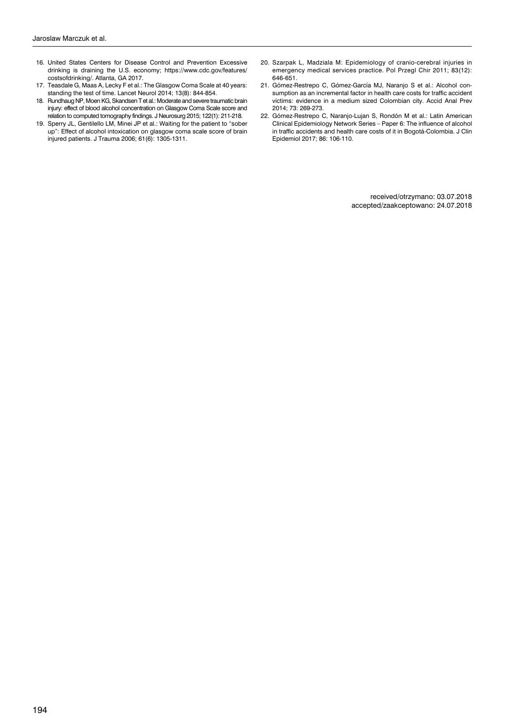16. United States Centers for Disease Control and Prevention Excessive drinking is draining the U.S. economy; https://www.cdc.gov/features/costsofdrinking/. Atlanta, GA 2017.
17. Teasdale G, Maas A, Lecky F et al.: The Glasgow Coma Scale at 40 years: standing the test of time. Lancet Neurol 2014; 13(8): 844-854.
18. Rundhaug NP, Moen KG, Skandsen T et al.: Moderate and severe traumatic brain injury: effect of blood alcohol concentration on Glasgow Coma Scale score and relation to computed tomography findings. J Neurosurg 2015; 122(1): 211-218.
19. Sperry JL, Gentilello LM, Minei JP et al.: Waiting for the patient to "sober up": Effect of alcohol intoxication on glasgow coma scale score of brain injured patients. J Trauma 2006; 61(6): 1305-1311.
20. Szarpak L, Madziala M: Epidemiology of cranio-cerebral injuries in emergency medical services practice. Pol Przegl Chir 2011; 83(12): 646-651.
21. Gómez-Restrepo C, Gómez-García MJ, Naranjo S et al.: Alcohol consumption as an incremental factor in health care costs for traffic accident victims: evidence in a medium sized Colombian city. Accid Anal Prev 2014; 73: 269-273.
22. Gómez-Restrepo C, Naranjo-Lujan S, Rondón M et al.: Latin American Clinical Epidemiology Network Series – Paper 6: The influence of alcohol in traffic accidents and health care costs of it in Bogotá-Colombia. J Clin Epidemiol 2017; 86: 106-110.

received/otrzymano: 03.07.2018
accepted/zaakceptowano: 24.07.2018